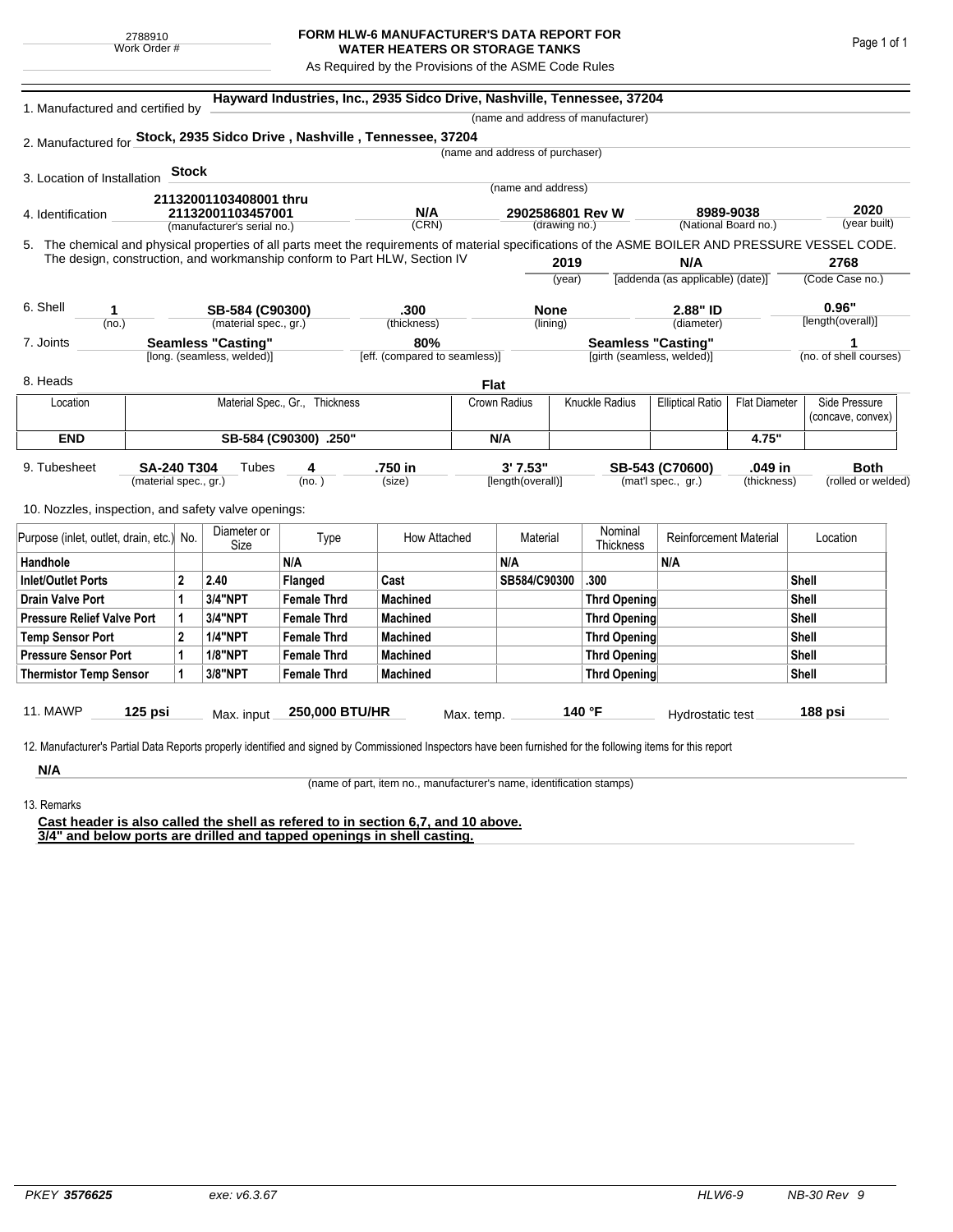2788910
Work Order #

# FORM HLW-6 MANUFACTURER'S DATA REPORT FOR WATER HEATERS OR STORAGE TANKS

As Required by the Provisions of the ASME Code Rules

1. Manufactured and certified by **Hayward Industries, Inc., 2935 Sidco Drive, Nashville, Tennessee, 37204**
(name and address of manufacturer)

2. Manufactured for **Stock, 2935 Sidco Drive , Nashville , Tennessee, 37204**
(name and address of purchaser)

3. Location of Installation **Stock**
(name and address)

4. Identification **21132001103408001 thru 21132001103457001** (manufacturer's serial no.) **N/A** (CRN) **2902586801 Rev W** (drawing no.) **8989-9038** (National Board no.) **2020** (year built)

5. The chemical and physical properties of all parts meet the requirements of material specifications of the ASME BOILER AND PRESSURE VESSEL CODE. The design, construction, and workmanship conform to Part HLW, Section IV **2019** (year) **N/A** [addenda (as applicable) (date)] **2768** (Code Case no.)

6. Shell **1** (no.) **SB-584 (C90300)** (material spec., gr.) **.300** (thickness) **None** (lining) **2.88" ID** (diameter) **0.96"** [length(overall)]

7. Joints **Seamless "Casting"** [long. (seamless, welded)] **80%** [eff. (compared to seamless)] **Seamless "Casting"** [girth (seamless, welded)] **1** (no. of shell courses)

8. Heads **Flat**

| Location | Material Spec., Gr., Thickness | Crown Radius | Knuckle Radius | Elliptical Ratio | Flat Diameter | Side Pressure (concave, convex) |
|---|---|---|---|---|---|---|
| **END** | **SB-584 (C90300) .250"** | **N/A** | | | **4.75"** | |

9. Tubesheet **SA-240 T304** (material spec., gr.) Tubes **4** (no.) **.750 in** (size) **3' 7.53"** [length(overall)] **SB-543 (C70600)** (mat'l spec., gr.) **.049 in** (thickness) **Both** (rolled or welded)

10. Nozzles, inspection, and safety valve openings:

| Purpose (inlet, outlet, drain, etc.) | No. | Diameter or Size | Type | How Attached | Material | Nominal Thickness | Reinforcement Material | Location |
|---|---|---|---|---|---|---|---|---|
| **Handhole** | | | **N/A** | | **N/A** | | **N/A** | |
| **Inlet/Outlet Ports** | **2** | **2.40** | **Flanged** | **Cast** | **SB584/C90300** | **.300** | | **Shell** |
| **Drain Valve Port** | **1** | **3/4"NPT** | **Female Thrd** | **Machined** | | **Thrd Opening** | | **Shell** |
| **Pressure Relief Valve Port** | **1** | **3/4"NPT** | **Female Thrd** | **Machined** | | **Thrd Opening** | | **Shell** |
| **Temp Sensor Port** | **2** | **1/4"NPT** | **Female Thrd** | **Machined** | | **Thrd Opening** | | **Shell** |
| **Pressure Sensor Port** | **1** | **1/8"NPT** | **Female Thrd** | **Machined** | | **Thrd Opening** | | **Shell** |
| **Thermistor Temp Sensor** | **1** | **3/8"NPT** | **Female Thrd** | **Machined** | | **Thrd Opening** | | **Shell** |

11. MAWP **125 psi** Max. input **250,000 BTU/HR** Max. temp. **140 °F** Hydrostatic test **188 psi**

12. Manufacturer's Partial Data Reports properly identified and signed by Commissioned Inspectors have been furnished for the following items for this report

**N/A**
(name of part, item no., manufacturer's name, identification stamps)

13. Remarks

**Cast header is also called the shell as refered to in section 6,7, and 10 above.**
**3/4" and below ports are drilled and tapped openings in shell casting.**

PKEY 3576625 exe: v6.3.67 HLW6-9 NB-30 Rev 9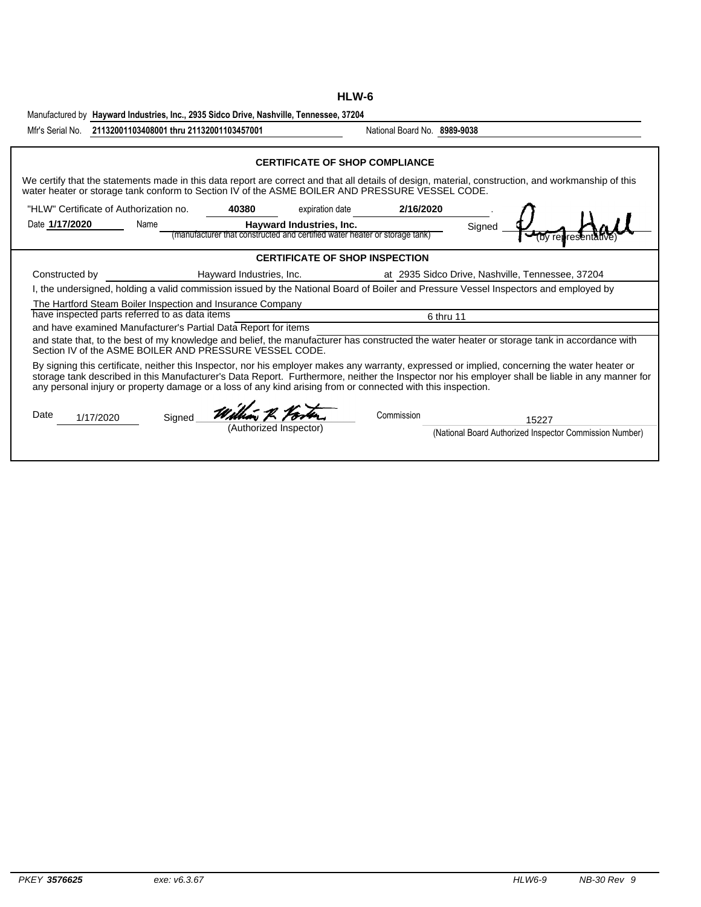# HLW-6

Manufactured by **Hayward Industries, Inc., 2935 Sidco Drive, Nashville, Tennessee, 37204**

Mfr's Serial No. **21132001103408001 thru 21132001103457001** National Board No. **8989-9038**

## CERTIFICATE OF SHOP COMPLIANCE

We certify that the statements made in this data report are correct and that all details of design, material, construction, and workmanship of this water heater or storage tank conform to Section IV of the ASME BOILER AND PRESSURE VESSEL CODE.

"HLW" Certificate of Authorization no. **40380** expiration date **2/16/2020** .

Date **1/17/2020** Name **Hayward Industries, Inc.** Signed _[signature]_

(manufacturer that constructed and certified water heater or storage tank) (by representative)

## CERTIFICATE OF SHOP INSPECTION

Constructed by Hayward Industries, Inc. at 2935 Sidco Drive, Nashville, Tennessee, 37204

I, the undersigned, holding a valid commission issued by the National Board of Boiler and Pressure Vessel Inspectors and employed by

The Hartford Steam Boiler Inspection and Insurance Company

have inspected parts referred to as data items 6 thru 11

and have examined Manufacturer's Partial Data Report for items

and state that, to the best of my knowledge and belief, the manufacturer has constructed the water heater or storage tank in accordance with Section IV of the ASME BOILER AND PRESSURE VESSEL CODE.

By signing this certificate, neither this Inspector, nor his employer makes any warranty, expressed or implied, concerning the water heater or storage tank described in this Manufacturer's Data Report. Furthermore, neither the Inspector nor his employer shall be liable in any manner for any personal injury or property damage or a loss of any kind arising from or connected with this inspection.

Date 1/17/2020 Signed _[signature]_ Commission 15227

(Authorized Inspector) (National Board Authorized Inspector Commission Number)

*PKEY* ***3576625*** *exe: v6.3.67* *HLW6-9* *NB-30 Rev 9*